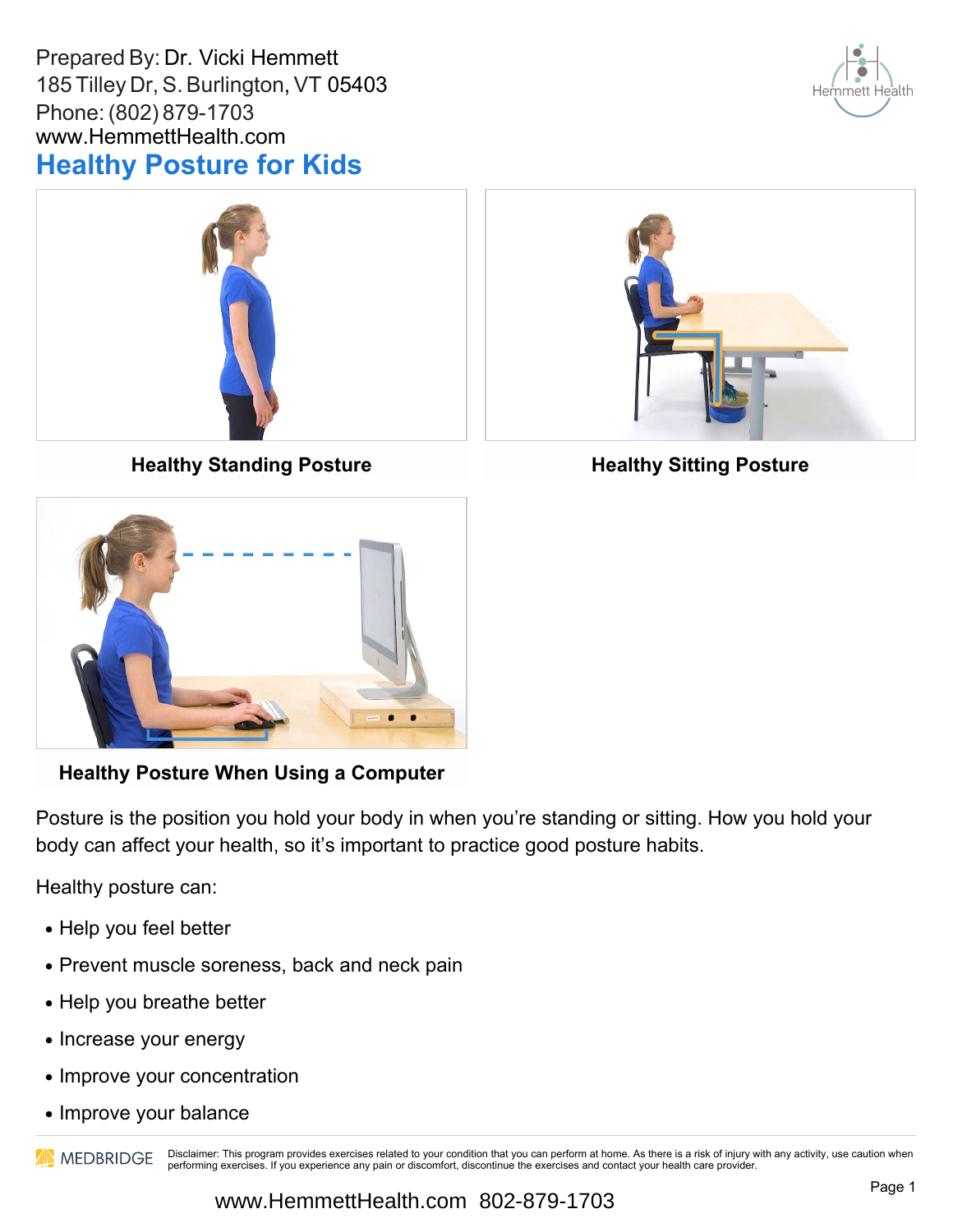Prepared By: Dr. Vicki Hemmett
185 Tilley Dr, S. Burlington, VT 05403
Phone: (802) 879-1703
www.HemmettHealth.com

# Healthy Posture for Kids

**Healthy Standing Posture**

**Healthy Sitting Posture**

**Healthy Posture When Using a Computer**

Posture is the position you hold your body in when you're standing or sitting. How you hold your body can affect your health, so it's important to practice good posture habits.

Healthy posture can:

- Help you feel better
- Prevent muscle soreness, back and neck pain
- Help you breathe better
- Increase your energy
- Improve your concentration
- Improve your balance

Disclaimer: This program provides exercises related to your condition that you can perform at home. As there is a risk of injury with any activity, use caution when performing exercises. If you experience any pain or discomfort, discontinue the exercises and contact your health care provider.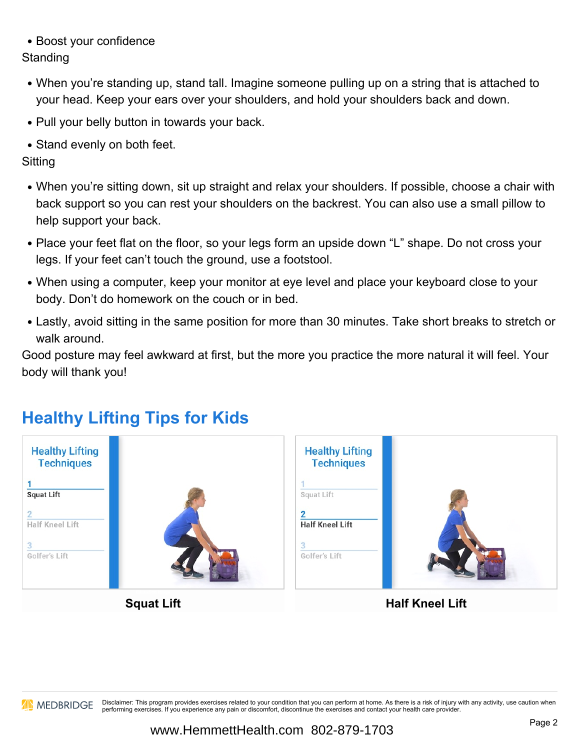- Boost your confidence

Standing

- When you're standing up, stand tall. Imagine someone pulling up on a string that is attached to your head. Keep your ears over your shoulders, and hold your shoulders back and down.
- Pull your belly button in towards your back.
- Stand evenly on both feet.

Sitting

- When you're sitting down, sit up straight and relax your shoulders. If possible, choose a chair with back support so you can rest your shoulders on the backrest. You can also use a small pillow to help support your back.
- Place your feet flat on the floor, so your legs form an upside down "L" shape. Do not cross your legs. If your feet can't touch the ground, use a footstool.
- When using a computer, keep your monitor at eye level and place your keyboard close to your body. Don't do homework on the couch or in bed.
- Lastly, avoid sitting in the same position for more than 30 minutes. Take short breaks to stretch or walk around.

Good posture may feel awkward at first, but the more you practice the more natural it will feel. Your body will thank you!

## Healthy Lifting Tips for Kids

Squat Lift

Half Kneel Lift

Disclaimer: This program provides exercises related to your condition that you can perform at home. As there is a risk of injury with any activity, use caution when performing exercises. If you experience any pain or discomfort, discontinue the exercises and contact your health care provider.

www.HemmettHealth.com 802-879-1703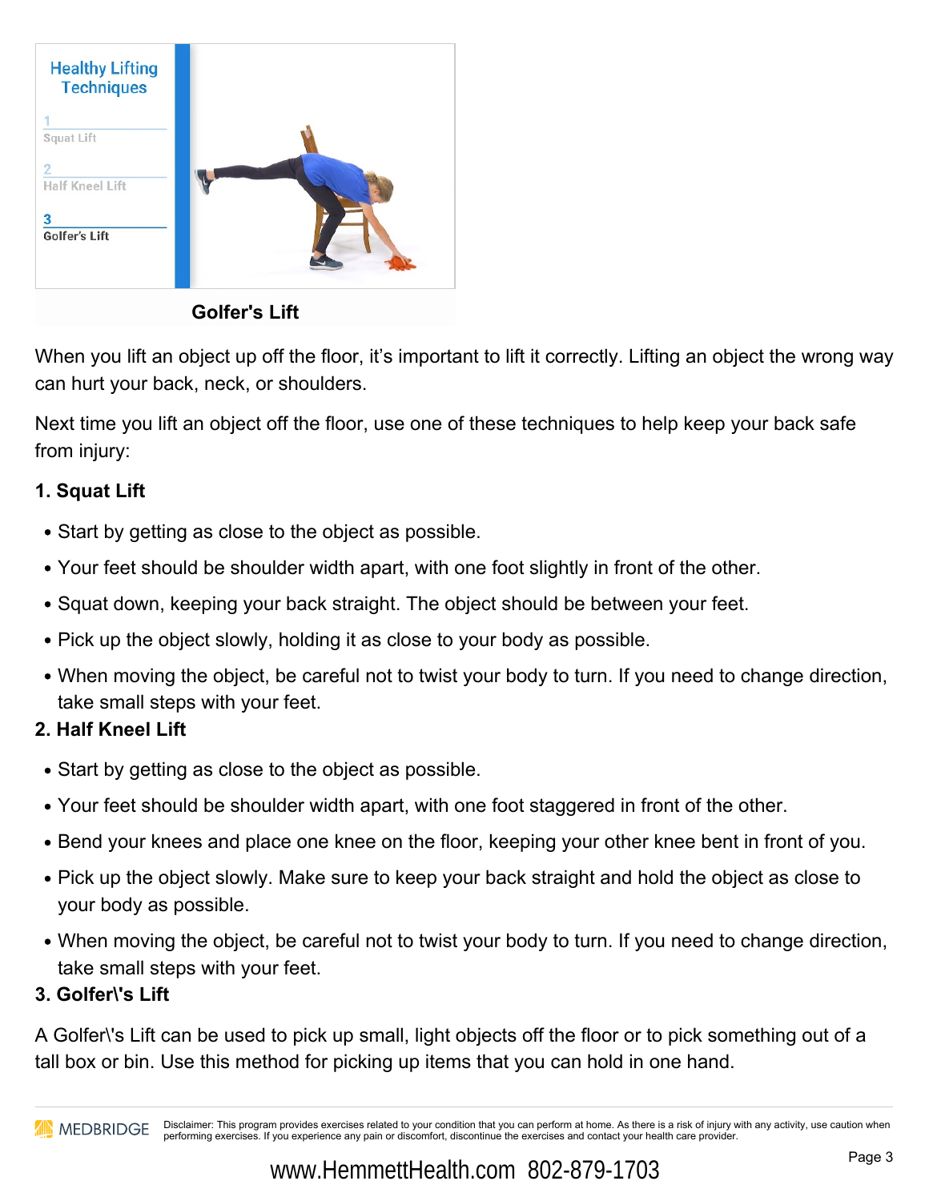Healthy Lifting Techniques

1 Squat Lift

2 Half Kneel Lift

3 Golfer's Lift

Golfer's Lift

When you lift an object up off the floor, it's important to lift it correctly. Lifting an object the wrong way can hurt your back, neck, or shoulders.

Next time you lift an object off the floor, use one of these techniques to help keep your back safe from injury:

**1. Squat Lift**

- Start by getting as close to the object as possible.
- Your feet should be shoulder width apart, with one foot slightly in front of the other.
- Squat down, keeping your back straight. The object should be between your feet.
- Pick up the object slowly, holding it as close to your body as possible.
- When moving the object, be careful not to twist your body to turn. If you need to change direction, take small steps with your feet.

**2. Half Kneel Lift**

- Start by getting as close to the object as possible.
- Your feet should be shoulder width apart, with one foot staggered in front of the other.
- Bend your knees and place one knee on the floor, keeping your other knee bent in front of you.
- Pick up the object slowly. Make sure to keep your back straight and hold the object as close to your body as possible.
- When moving the object, be careful not to twist your body to turn. If you need to change direction, take small steps with your feet.

**3. Golfer\'s Lift**

A Golfer\'s Lift can be used to pick up small, light objects off the floor or to pick something out of a tall box or bin. Use this method for picking up items that you can hold in one hand.

MEDBRIDGE Disclaimer: This program provides exercises related to your condition that you can perform at home. As there is a risk of injury with any activity, use caution when performing exercises. If you experience any pain or discomfort, discontinue the exercises and contact your health care provider.

www.HemmettHealth.com 802-879-1703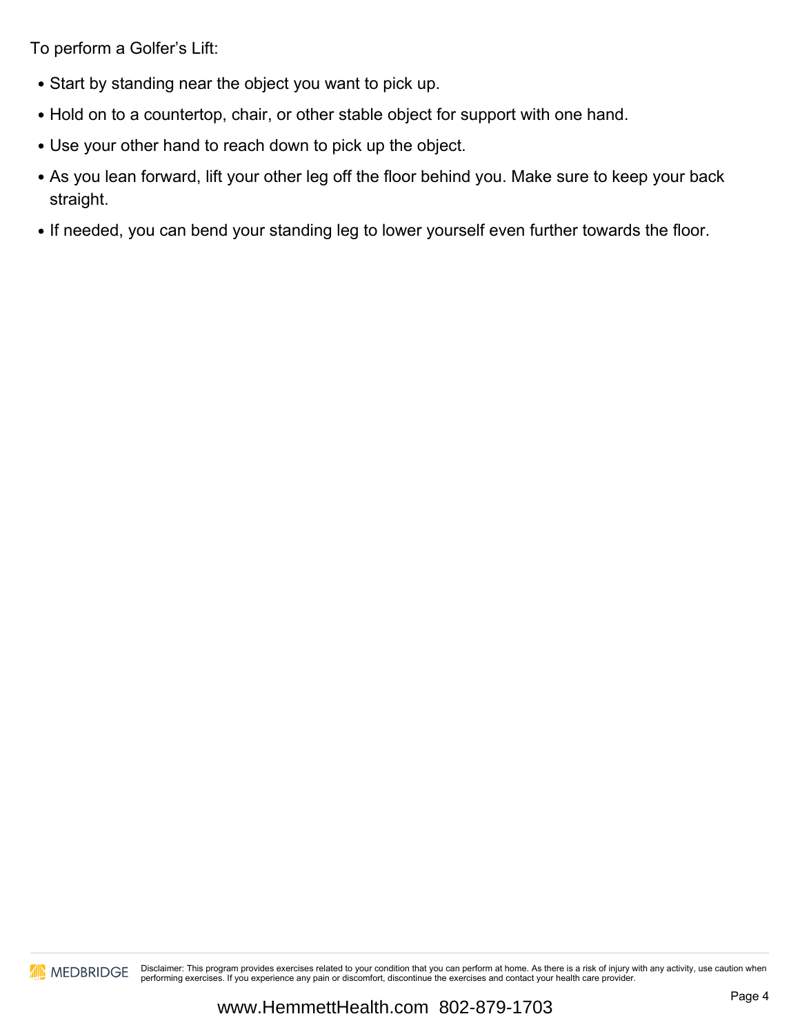To perform a Golfer's Lift:

- Start by standing near the object you want to pick up.
- Hold on to a countertop, chair, or other stable object for support with one hand.
- Use your other hand to reach down to pick up the object.
- As you lean forward, lift your other leg off the floor behind you. Make sure to keep your back straight.
- If needed, you can bend your standing leg to lower yourself even further towards the floor.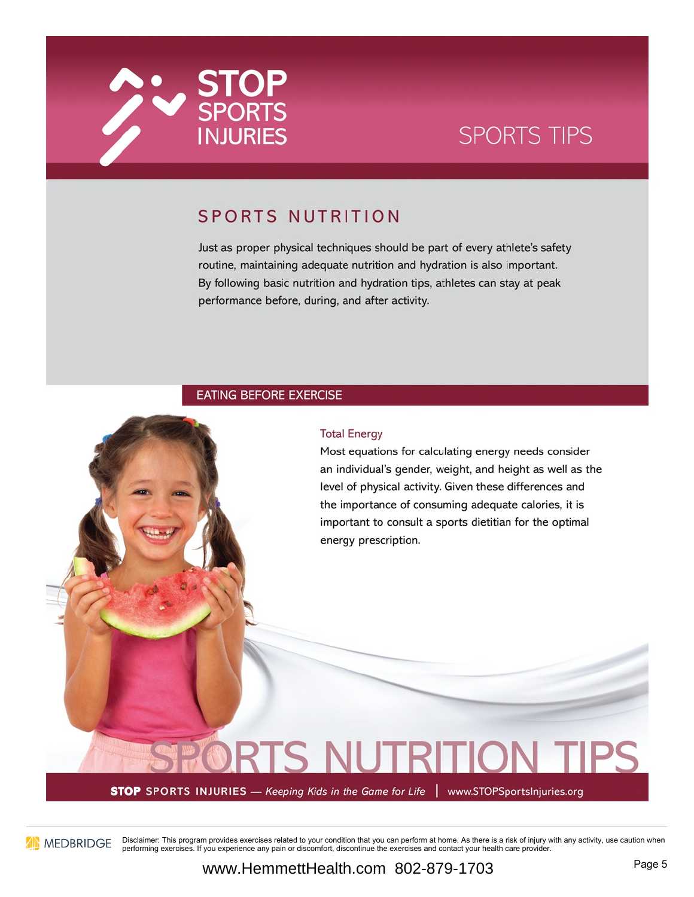STOP SPORTS INJURIES

SPORTS TIPS

## SPORTS NUTRITION

Just as proper physical techniques should be part of every athlete's safety routine, maintaining adequate nutrition and hydration is also important. By following basic nutrition and hydration tips, athletes can stay at peak performance before, during, and after activity.

### EATING BEFORE EXERCISE

#### Total Energy

Most equations for calculating energy needs consider an individual's gender, weight, and height as well as the level of physical activity. Given these differences and the importance of consuming adequate calories, it is important to consult a sports dietitian for the optimal energy prescription.

SPORTS NUTRITION TIPS

**STOP** SPORTS INJURIES — *Keeping Kids in the Game for Life* | www.STOPSportsInjuries.org

MEDBRIDGE Disclaimer: This program provides exercises related to your condition that you can perform at home. As there is a risk of injury with any activity, use caution when performing exercises. If you experience any pain or discomfort, discontinue the exercises and contact your health care provider.

www.HemmettHealth.com 802-879-1703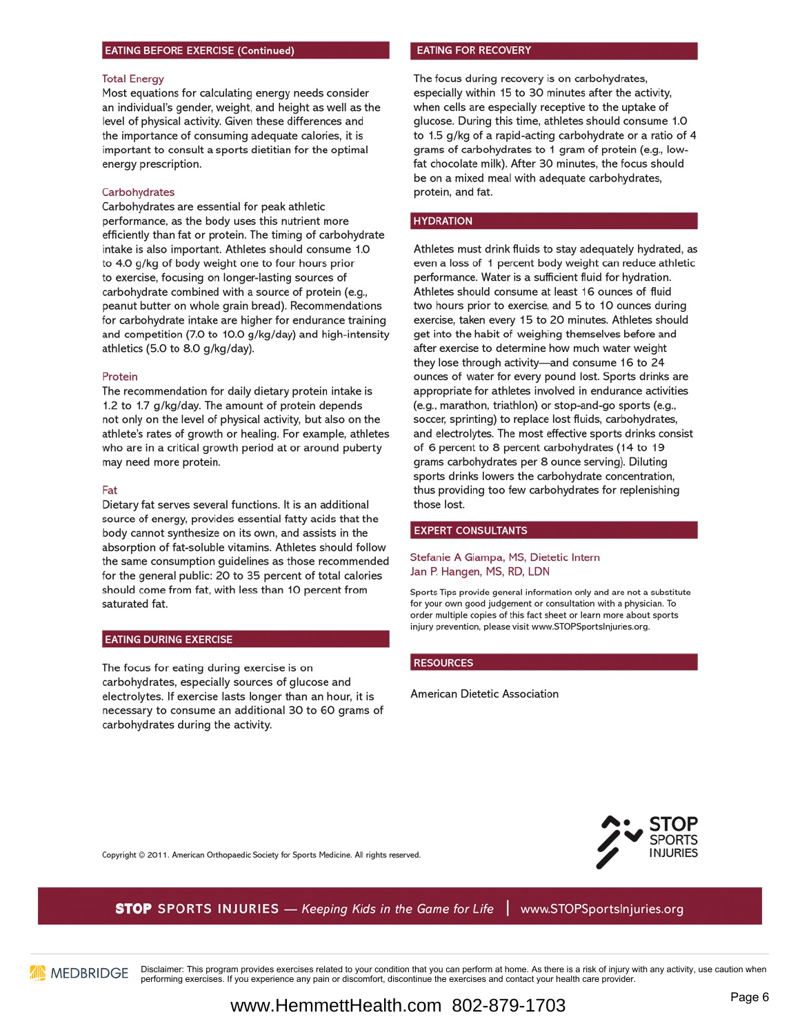## EATING BEFORE EXERCISE (Continued)

### Total Energy

Most equations for calculating energy needs consider an individual's gender, weight, and height as well as the level of physical activity. Given these differences and the importance of consuming adequate calories, it is important to consult a sports dietitian for the optimal energy prescription.

### Carbohydrates

Carbohydrates are essential for peak athletic performance, as the body uses this nutrient more efficiently than fat or protein. The timing of carbohydrate intake is also important. Athletes should consume 1.0 to 4.0 g/kg of body weight one to four hours prior to exercise, focusing on longer-lasting sources of carbohydrate combined with a source of protein (e.g., peanut butter on whole grain bread). Recommendations for carbohydrate intake are higher for endurance training and competition (7.0 to 10.0 g/kg/day) and high-intensity athletics (5.0 to 8.0 g/kg/day).

### Protein

The recommendation for daily dietary protein intake is 1.2 to 1.7 g/kg/day. The amount of protein depends not only on the level of physical activity, but also on the athlete's rates of growth or healing. For example, athletes who are in a critical growth period at or around puberty may need more protein.

### Fat

Dietary fat serves several functions. It is an additional source of energy, provides essential fatty acids that the body cannot synthesize on its own, and assists in the absorption of fat-soluble vitamins. Athletes should follow the same consumption guidelines as those recommended for the general public: 20 to 35 percent of total calories should come from fat, with less than 10 percent from saturated fat.

## EATING DURING EXERCISE

The focus for eating during exercise is on carbohydrates, especially sources of glucose and electrolytes. If exercise lasts longer than an hour, it is necessary to consume an additional 30 to 60 grams of carbohydrates during the activity.

## EATING FOR RECOVERY

The focus during recovery is on carbohydrates, especially within 15 to 30 minutes after the activity, when cells are especially receptive to the uptake of glucose. During this time, athletes should consume 1.0 to 1.5 g/kg of a rapid-acting carbohydrate or a ratio of 4 grams of carbohydrates to 1 gram of protein (e.g., low-fat chocolate milk). After 30 minutes, the focus should be on a mixed meal with adequate carbohydrates, protein, and fat.

## HYDRATION

Athletes must drink fluids to stay adequately hydrated, as even a loss of 1 percent body weight can reduce athletic performance. Water is a sufficient fluid for hydration. Athletes should consume at least 16 ounces of fluid two hours prior to exercise, and 5 to 10 ounces during exercise, taken every 15 to 20 minutes. Athletes should get into the habit of weighing themselves before and after exercise to determine how much water weight they lose through activity—and consume 16 to 24 ounces of water for every pound lost. Sports drinks are appropriate for athletes involved in endurance activities (e.g., marathon, triathlon) or stop-and-go sports (e.g., soccer, sprinting) to replace lost fluids, carbohydrates, and electrolytes. The most effective sports drinks consist of 6 percent to 8 percent carbohydrates (14 to 19 grams carbohydrates per 8 ounce serving). Diluting sports drinks lowers the carbohydrate concentration, thus providing too few carbohydrates for replenishing those lost.

## EXPERT CONSULTANTS

Stefanie A Giampa, MS, Dietetic Intern
Jan P. Hangen, MS, RD, LDN

Sports Tips provide general information only and are not a substitute for your own good judgement or consultation with a physician. To order multiple copies of this fact sheet or learn more about sports injury prevention, please visit www.STOPSportsInjuries.org.

## RESOURCES

American Dietetic Association

Copyright © 2011. American Orthopaedic Society for Sports Medicine. All rights reserved.

STOP SPORTS INJURIES

**STOP SPORTS INJURIES** — *Keeping Kids in the Game for Life* | www.STOPSportsInjuries.org

MEDBRIDGE Disclaimer: This program provides exercises related to your condition that you can perform at home. As there is a risk of injury with any activity, use caution when performing exercises. If you experience any pain or discomfort, discontinue the exercises and contact your health care provider.

www.HemmettHealth.com 802-879-1703